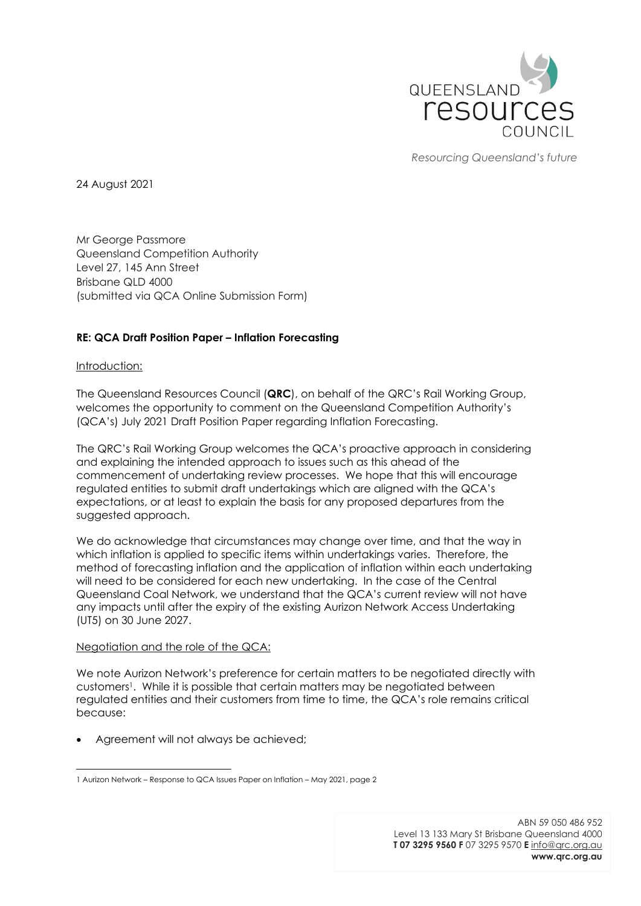QUEENSLAND resources COUNCIL

*Resourcing Queensland's future*

24 August 2021

Mr George Passmore
Queensland Competition Authority
Level 27, 145 Ann Street
Brisbane QLD 4000
(submitted via QCA Online Submission Form)

**RE: QCA Draft Position Paper – Inflation Forecasting**

Introduction:

The Queensland Resources Council (**QRC**), on behalf of the QRC's Rail Working Group, welcomes the opportunity to comment on the Queensland Competition Authority's (QCA's) July 2021 Draft Position Paper regarding Inflation Forecasting.

The QRC's Rail Working Group welcomes the QCA's proactive approach in considering and explaining the intended approach to issues such as this ahead of the commencement of undertaking review processes. We hope that this will encourage regulated entities to submit draft undertakings which are aligned with the QCA's expectations, or at least to explain the basis for any proposed departures from the suggested approach.

We do acknowledge that circumstances may change over time, and that the way in which inflation is applied to specific items within undertakings varies. Therefore, the method of forecasting inflation and the application of inflation within each undertaking will need to be considered for each new undertaking. In the case of the Central Queensland Coal Network, we understand that the QCA's current review will not have any impacts until after the expiry of the existing Aurizon Network Access Undertaking (UT5) on 30 June 2027.

Negotiation and the role of the QCA:

We note Aurizon Network's preference for certain matters to be negotiated directly with customers[1]. While it is possible that certain matters may be negotiated between regulated entities and their customers from time to time, the QCA's role remains critical because:

- Agreement will not always be achieved;

[1] Aurizon Network – Response to QCA Issues Paper on Inflation – May 2021, page 2

ABN 59 050 486 952
Level 13 133 Mary St Brisbane Queensland 4000
**T 07 3295 9560 F** 07 3295 9570 **E** info@qrc.org.au
**www.qrc.org.au**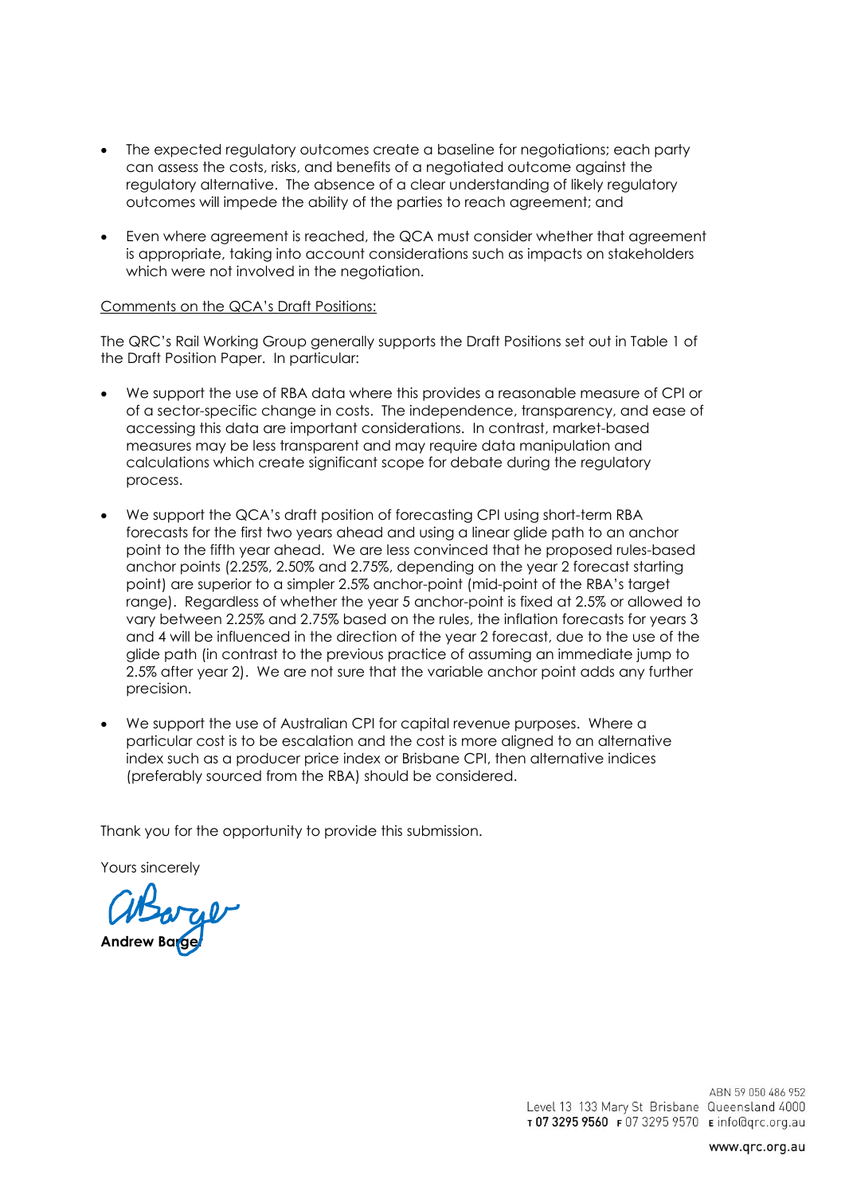- The expected regulatory outcomes create a baseline for negotiations; each party can assess the costs, risks, and benefits of a negotiated outcome against the regulatory alternative. The absence of a clear understanding of likely regulatory outcomes will impede the ability of the parties to reach agreement; and

- Even where agreement is reached, the QCA must consider whether that agreement is appropriate, taking into account considerations such as impacts on stakeholders which were not involved in the negotiation.

<u>Comments on the QCA's Draft Positions:</u>

The QRC's Rail Working Group generally supports the Draft Positions set out in Table 1 of the Draft Position Paper. In particular:

- We support the use of RBA data where this provides a reasonable measure of CPI or of a sector-specific change in costs. The independence, transparency, and ease of accessing this data are important considerations. In contrast, market-based measures may be less transparent and may require data manipulation and calculations which create significant scope for debate during the regulatory process.

- We support the QCA's draft position of forecasting CPI using short-term RBA forecasts for the first two years ahead and using a linear glide path to an anchor point to the fifth year ahead. We are less convinced that he proposed rules-based anchor points (2.25%, 2.50% and 2.75%, depending on the year 2 forecast starting point) are superior to a simpler 2.5% anchor-point (mid-point of the RBA's target range). Regardless of whether the year 5 anchor-point is fixed at 2.5% or allowed to vary between 2.25% and 2.75% based on the rules, the inflation forecasts for years 3 and 4 will be influenced in the direction of the year 2 forecast, due to the use of the glide path (in contrast to the previous practice of assuming an immediate jump to 2.5% after year 2). We are not sure that the variable anchor point adds any further precision.

- We support the use of Australian CPI for capital revenue purposes. Where a particular cost is to be escalation and the cost is more aligned to an alternative index such as a producer price index or Brisbane CPI, then alternative indices (preferably sourced from the RBA) should be considered.

Thank you for the opportunity to provide this submission.

Yours sincerely

**Andrew Barger**

ABN 59 050 486 952
Level 13 133 Mary St Brisbane Queensland 4000
T 07 3295 9560 F 07 3295 9570 E info@qrc.org.au

www.qrc.org.au